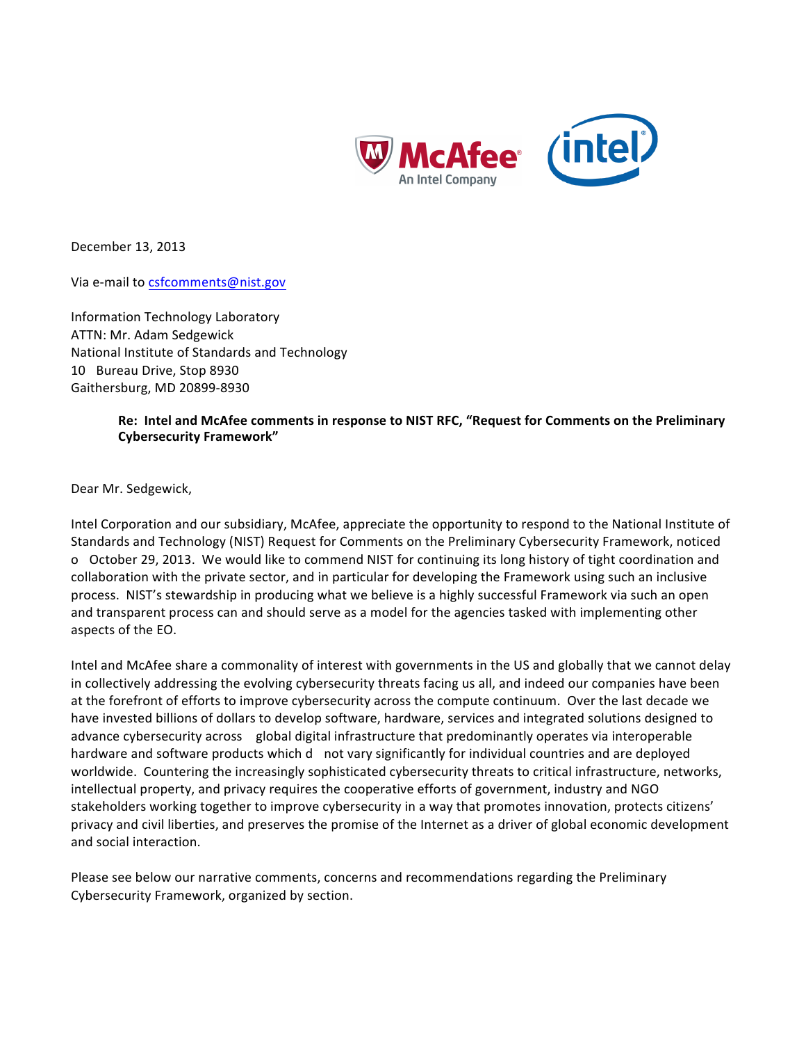December 13, 2013

Via e-mail to csfcomments@nist.gov

Information Technology Laboratory
ATTN: Mr. Adam Sedgewick
National Institute of Standards and Technology
10 Bureau Drive, Stop 8930
Gaithersburg, MD 20899-8930

**Re: Intel and McAfee comments in response to NIST RFC, "Request for Comments on the Preliminary Cybersecurity Framework"**

Dear Mr. Sedgewick,

Intel Corporation and our subsidiary, McAfee, appreciate the opportunity to respond to the National Institute of Standards and Technology (NIST) Request for Comments on the Preliminary Cybersecurity Framework, noticed o October 29, 2013. We would like to commend NIST for continuing its long history of tight coordination and collaboration with the private sector, and in particular for developing the Framework using such an inclusive process. NIST's stewardship in producing what we believe is a highly successful Framework via such an open and transparent process can and should serve as a model for the agencies tasked with implementing other aspects of the EO.

Intel and McAfee share a commonality of interest with governments in the US and globally that we cannot delay in collectively addressing the evolving cybersecurity threats facing us all, and indeed our companies have been at the forefront of efforts to improve cybersecurity across the compute continuum. Over the last decade we have invested billions of dollars to develop software, hardware, services and integrated solutions designed to advance cybersecurity across global digital infrastructure that predominantly operates via interoperable hardware and software products which d not vary significantly for individual countries and are deployed worldwide. Countering the increasingly sophisticated cybersecurity threats to critical infrastructure, networks, intellectual property, and privacy requires the cooperative efforts of government, industry and NGO stakeholders working together to improve cybersecurity in a way that promotes innovation, protects citizens' privacy and civil liberties, and preserves the promise of the Internet as a driver of global economic development and social interaction.

Please see below our narrative comments, concerns and recommendations regarding the Preliminary Cybersecurity Framework, organized by section.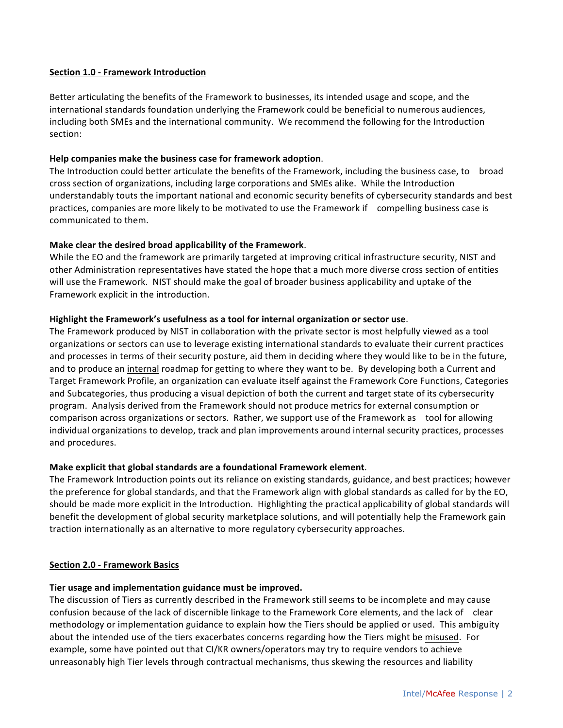**Section 1.0 - Framework Introduction**

Better articulating the benefits of the Framework to businesses, its intended usage and scope, and the international standards foundation underlying the Framework could be beneficial to numerous audiences, including both SMEs and the international community. We recommend the following for the Introduction section:

**Help companies make the business case for framework adoption**.

The Introduction could better articulate the benefits of the Framework, including the business case, to broad cross section of organizations, including large corporations and SMEs alike. While the Introduction understandably touts the important national and economic security benefits of cybersecurity standards and best practices, companies are more likely to be motivated to use the Framework if compelling business case is communicated to them.

**Make clear the desired broad applicability of the Framework**.

While the EO and the framework are primarily targeted at improving critical infrastructure security, NIST and other Administration representatives have stated the hope that a much more diverse cross section of entities will use the Framework. NIST should make the goal of broader business applicability and uptake of the Framework explicit in the introduction.

**Highlight the Framework's usefulness as a tool for internal organization or sector use**.

The Framework produced by NIST in collaboration with the private sector is most helpfully viewed as a tool organizations or sectors can use to leverage existing international standards to evaluate their current practices and processes in terms of their security posture, aid them in deciding where they would like to be in the future, and to produce an internal roadmap for getting to where they want to be. By developing both a Current and Target Framework Profile, an organization can evaluate itself against the Framework Core Functions, Categories and Subcategories, thus producing a visual depiction of both the current and target state of its cybersecurity program. Analysis derived from the Framework should not produce metrics for external consumption or comparison across organizations or sectors. Rather, we support use of the Framework as tool for allowing individual organizations to develop, track and plan improvements around internal security practices, processes and procedures.

**Make explicit that global standards are a foundational Framework element**.

The Framework Introduction points out its reliance on existing standards, guidance, and best practices; however the preference for global standards, and that the Framework align with global standards as called for by the EO, should be made more explicit in the Introduction. Highlighting the practical applicability of global standards will benefit the development of global security marketplace solutions, and will potentially help the Framework gain traction internationally as an alternative to more regulatory cybersecurity approaches.

**Section 2.0 - Framework Basics**

**Tier usage and implementation guidance must be improved.**

The discussion of Tiers as currently described in the Framework still seems to be incomplete and may cause confusion because of the lack of discernible linkage to the Framework Core elements, and the lack of clear methodology or implementation guidance to explain how the Tiers should be applied or used. This ambiguity about the intended use of the tiers exacerbates concerns regarding how the Tiers might be misused. For example, some have pointed out that CI/KR owners/operators may try to require vendors to achieve unreasonably high Tier levels through contractual mechanisms, thus skewing the resources and liability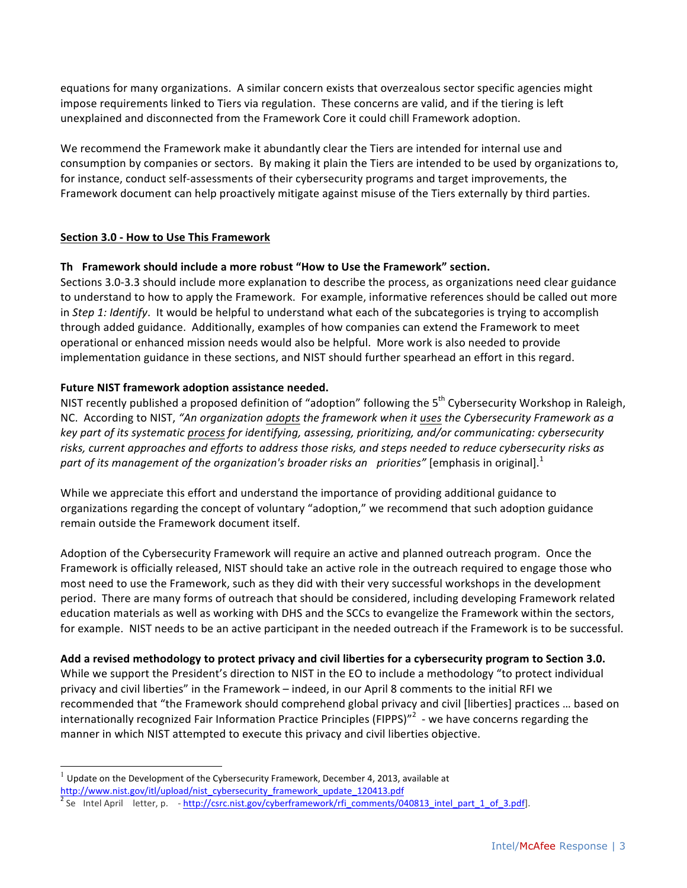equations for many organizations. A similar concern exists that overzealous sector specific agencies might impose requirements linked to Tiers via regulation. These concerns are valid, and if the tiering is left unexplained and disconnected from the Framework Core it could chill Framework adoption.

We recommend the Framework make it abundantly clear the Tiers are intended for internal use and consumption by companies or sectors. By making it plain the Tiers are intended to be used by organizations to, for instance, conduct self-assessments of their cybersecurity programs and target improvements, the Framework document can help proactively mitigate against misuse of the Tiers externally by third parties.

## Section 3.0 - How to Use This Framework

**Th Framework should include a more robust "How to Use the Framework" section.**
Sections 3.0-3.3 should include more explanation to describe the process, as organizations need clear guidance to understand to how to apply the Framework. For example, informative references should be called out more in *Step 1: Identify*. It would be helpful to understand what each of the subcategories is trying to accomplish through added guidance. Additionally, examples of how companies can extend the Framework to meet operational or enhanced mission needs would also be helpful. More work is also needed to provide implementation guidance in these sections, and NIST should further spearhead an effort in this regard.

**Future NIST framework adoption assistance needed.**
NIST recently published a proposed definition of "adoption" following the 5th Cybersecurity Workshop in Raleigh, NC. According to NIST, *"An organization adopts the framework when it uses the Cybersecurity Framework as a key part of its systematic process for identifying, assessing, prioritizing, and/or communicating: cybersecurity risks, current approaches and efforts to address those risks, and steps needed to reduce cybersecurity risks as part of its management of the organization's broader risks an priorities"* [emphasis in original].[1]

While we appreciate this effort and understand the importance of providing additional guidance to organizations regarding the concept of voluntary "adoption," we recommend that such adoption guidance remain outside the Framework document itself.

Adoption of the Cybersecurity Framework will require an active and planned outreach program. Once the Framework is officially released, NIST should take an active role in the outreach required to engage those who most need to use the Framework, such as they did with their very successful workshops in the development period. There are many forms of outreach that should be considered, including developing Framework related education materials as well as working with DHS and the SCCs to evangelize the Framework within the sectors, for example. NIST needs to be an active participant in the needed outreach if the Framework is to be successful.

**Add a revised methodology to protect privacy and civil liberties for a cybersecurity program to Section 3.0.**
While we support the President's direction to NIST in the EO to include a methodology "to protect individual privacy and civil liberties" in the Framework – indeed, in our April 8 comments to the initial RFI we recommended that "the Framework should comprehend global privacy and civil [liberties] practices … based on internationally recognized Fair Information Practice Principles (FIPPS)"[2] - we have concerns regarding the manner in which NIST attempted to execute this privacy and civil liberties objective.

---

[1] Update on the Development of the Cybersecurity Framework, December 4, 2013, available at http://www.nist.gov/itl/upload/nist_cybersecurity_framework_update_120413.pdf

[2] Se Intel April letter, p. - http://csrc.nist.gov/cyberframework/rfi_comments/040813_intel_part_1_of_3.pdf].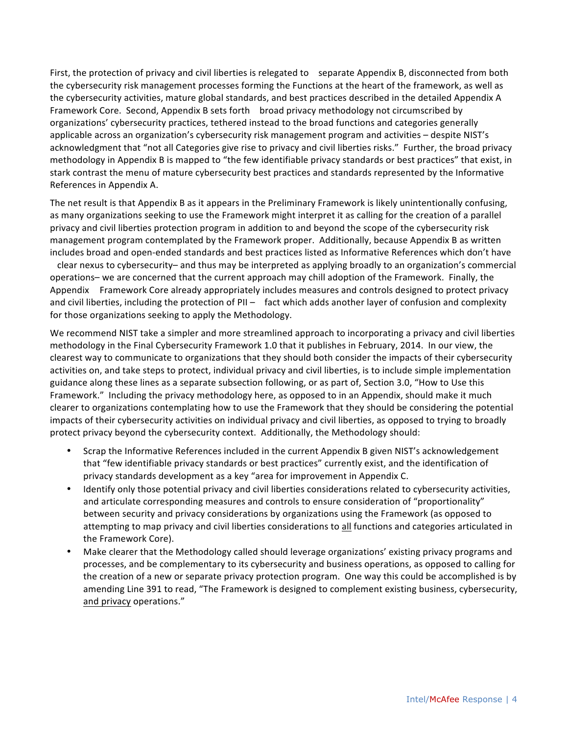First, the protection of privacy and civil liberties is relegated to separate Appendix B, disconnected from both the cybersecurity risk management processes forming the Functions at the heart of the framework, as well as the cybersecurity activities, mature global standards, and best practices described in the detailed Appendix A Framework Core. Second, Appendix B sets forth broad privacy methodology not circumscribed by organizations' cybersecurity practices, tethered instead to the broad functions and categories generally applicable across an organization's cybersecurity risk management program and activities – despite NIST's acknowledgment that "not all Categories give rise to privacy and civil liberties risks." Further, the broad privacy methodology in Appendix B is mapped to "the few identifiable privacy standards or best practices" that exist, in stark contrast the menu of mature cybersecurity best practices and standards represented by the Informative References in Appendix A.

The net result is that Appendix B as it appears in the Preliminary Framework is likely unintentionally confusing, as many organizations seeking to use the Framework might interpret it as calling for the creation of a parallel privacy and civil liberties protection program in addition to and beyond the scope of the cybersecurity risk management program contemplated by the Framework proper. Additionally, because Appendix B as written includes broad and open-ended standards and best practices listed as Informative References which don't have clear nexus to cybersecurity– and thus may be interpreted as applying broadly to an organization's commercial operations– we are concerned that the current approach may chill adoption of the Framework. Finally, the Appendix Framework Core already appropriately includes measures and controls designed to protect privacy and civil liberties, including the protection of PII – fact which adds another layer of confusion and complexity for those organizations seeking to apply the Methodology.

We recommend NIST take a simpler and more streamlined approach to incorporating a privacy and civil liberties methodology in the Final Cybersecurity Framework 1.0 that it publishes in February, 2014. In our view, the clearest way to communicate to organizations that they should both consider the impacts of their cybersecurity activities on, and take steps to protect, individual privacy and civil liberties, is to include simple implementation guidance along these lines as a separate subsection following, or as part of, Section 3.0, "How to Use this Framework." Including the privacy methodology here, as opposed to in an Appendix, should make it much clearer to organizations contemplating how to use the Framework that they should be considering the potential impacts of their cybersecurity activities on individual privacy and civil liberties, as opposed to trying to broadly protect privacy beyond the cybersecurity context. Additionally, the Methodology should:

- Scrap the Informative References included in the current Appendix B given NIST's acknowledgement that "few identifiable privacy standards or best practices" currently exist, and the identification of privacy standards development as a key "area for improvement in Appendix C.
- Identify only those potential privacy and civil liberties considerations related to cybersecurity activities, and articulate corresponding measures and controls to ensure consideration of "proportionality" between security and privacy considerations by organizations using the Framework (as opposed to attempting to map privacy and civil liberties considerations to <u>all</u> functions and categories articulated in the Framework Core).
- Make clearer that the Methodology called should leverage organizations' existing privacy programs and processes, and be complementary to its cybersecurity and business operations, as opposed to calling for the creation of a new or separate privacy protection program. One way this could be accomplished is by amending Line 391 to read, "The Framework is designed to complement existing business, cybersecurity, <u>and privacy</u> operations."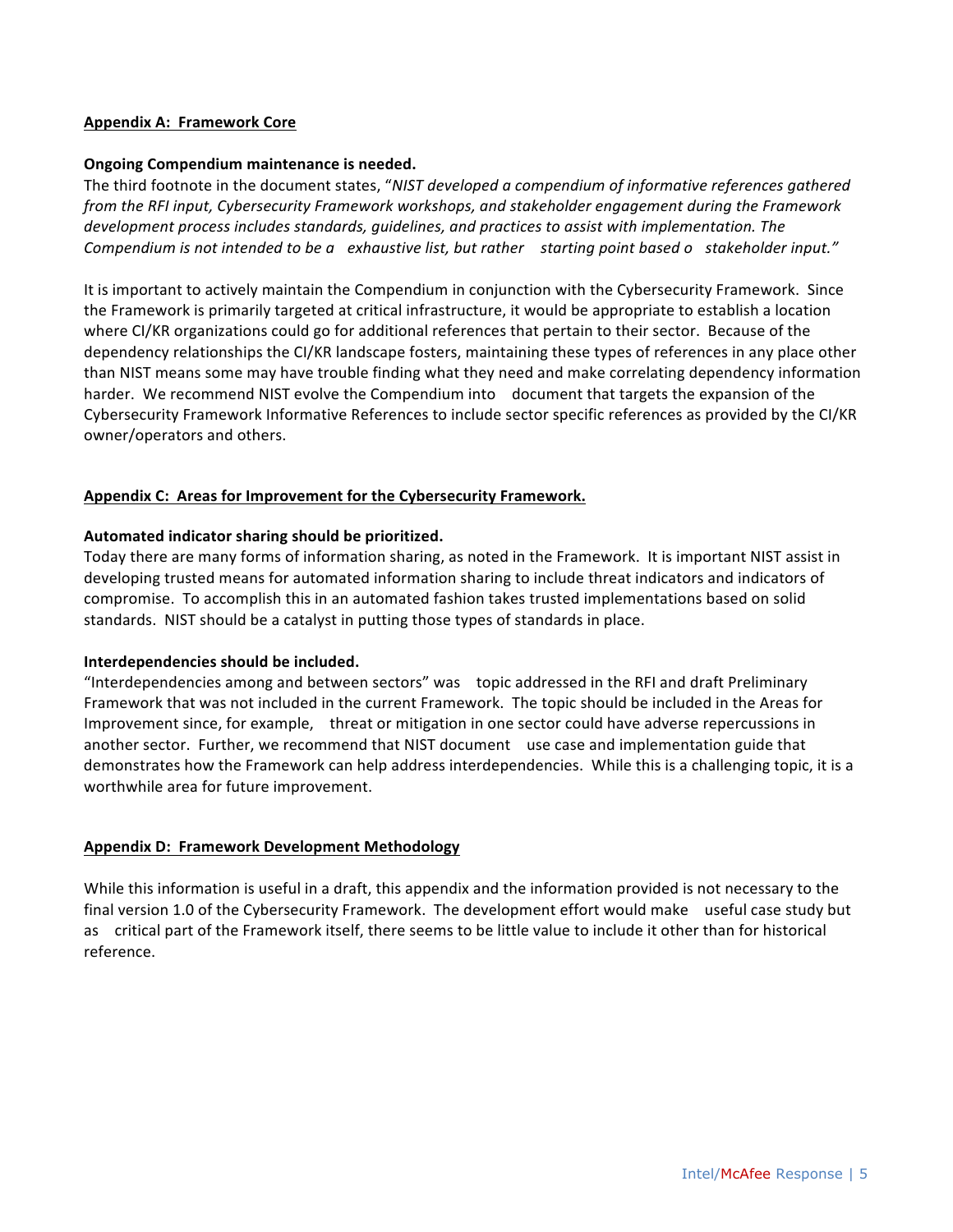## Appendix A: Framework Core

**Ongoing Compendium maintenance is needed.**

The third footnote in the document states, "*NIST developed a compendium of informative references gathered from the RFI input, Cybersecurity Framework workshops, and stakeholder engagement during the Framework development process includes standards, guidelines, and practices to assist with implementation. The Compendium is not intended to be a exhaustive list, but rather starting point based o stakeholder input.*"

It is important to actively maintain the Compendium in conjunction with the Cybersecurity Framework. Since the Framework is primarily targeted at critical infrastructure, it would be appropriate to establish a location where CI/KR organizations could go for additional references that pertain to their sector. Because of the dependency relationships the CI/KR landscape fosters, maintaining these types of references in any place other than NIST means some may have trouble finding what they need and make correlating dependency information harder. We recommend NIST evolve the Compendium into document that targets the expansion of the Cybersecurity Framework Informative References to include sector specific references as provided by the CI/KR owner/operators and others.

## Appendix C: Areas for Improvement for the Cybersecurity Framework.

**Automated indicator sharing should be prioritized.**

Today there are many forms of information sharing, as noted in the Framework. It is important NIST assist in developing trusted means for automated information sharing to include threat indicators and indicators of compromise. To accomplish this in an automated fashion takes trusted implementations based on solid standards. NIST should be a catalyst in putting those types of standards in place.

**Interdependencies should be included.**

"Interdependencies among and between sectors" was topic addressed in the RFI and draft Preliminary Framework that was not included in the current Framework. The topic should be included in the Areas for Improvement since, for example, threat or mitigation in one sector could have adverse repercussions in another sector. Further, we recommend that NIST document use case and implementation guide that demonstrates how the Framework can help address interdependencies. While this is a challenging topic, it is a worthwhile area for future improvement.

## Appendix D: Framework Development Methodology

While this information is useful in a draft, this appendix and the information provided is not necessary to the final version 1.0 of the Cybersecurity Framework. The development effort would make useful case study but as critical part of the Framework itself, there seems to be little value to include it other than for historical reference.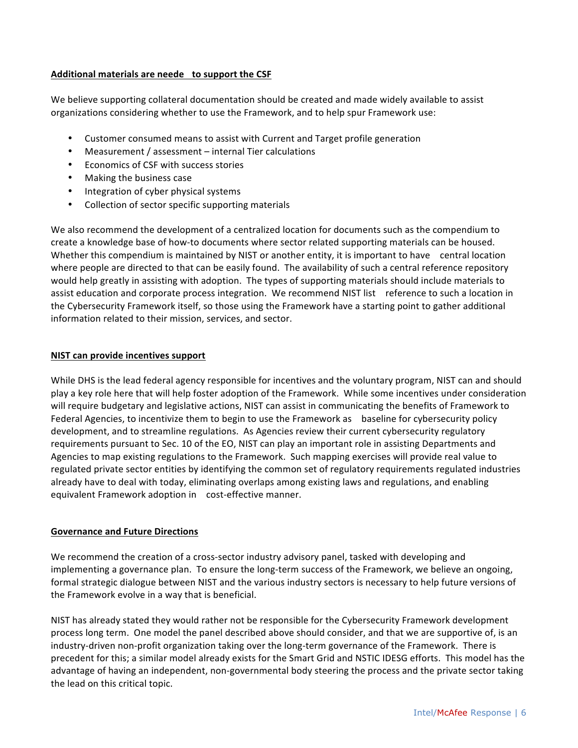**Additional materials are neede to support the CSF**

We believe supporting collateral documentation should be created and made widely available to assist organizations considering whether to use the Framework, and to help spur Framework use:

- Customer consumed means to assist with Current and Target profile generation
- Measurement / assessment – internal Tier calculations
- Economics of CSF with success stories
- Making the business case
- Integration of cyber physical systems
- Collection of sector specific supporting materials

We also recommend the development of a centralized location for documents such as the compendium to create a knowledge base of how-to documents where sector related supporting materials can be housed. Whether this compendium is maintained by NIST or another entity, it is important to have central location where people are directed to that can be easily found. The availability of such a central reference repository would help greatly in assisting with adoption. The types of supporting materials should include materials to assist education and corporate process integration. We recommend NIST list reference to such a location in the Cybersecurity Framework itself, so those using the Framework have a starting point to gather additional information related to their mission, services, and sector.

**NIST can provide incentives support**

While DHS is the lead federal agency responsible for incentives and the voluntary program, NIST can and should play a key role here that will help foster adoption of the Framework. While some incentives under consideration will require budgetary and legislative actions, NIST can assist in communicating the benefits of Framework to Federal Agencies, to incentivize them to begin to use the Framework as baseline for cybersecurity policy development, and to streamline regulations. As Agencies review their current cybersecurity regulatory requirements pursuant to Sec. 10 of the EO, NIST can play an important role in assisting Departments and Agencies to map existing regulations to the Framework. Such mapping exercises will provide real value to regulated private sector entities by identifying the common set of regulatory requirements regulated industries already have to deal with today, eliminating overlaps among existing laws and regulations, and enabling equivalent Framework adoption in cost-effective manner.

**Governance and Future Directions**

We recommend the creation of a cross-sector industry advisory panel, tasked with developing and implementing a governance plan. To ensure the long-term success of the Framework, we believe an ongoing, formal strategic dialogue between NIST and the various industry sectors is necessary to help future versions of the Framework evolve in a way that is beneficial.

NIST has already stated they would rather not be responsible for the Cybersecurity Framework development process long term. One model the panel described above should consider, and that we are supportive of, is an industry-driven non-profit organization taking over the long-term governance of the Framework. There is precedent for this; a similar model already exists for the Smart Grid and NSTIC IDESG efforts. This model has the advantage of having an independent, non-governmental body steering the process and the private sector taking the lead on this critical topic.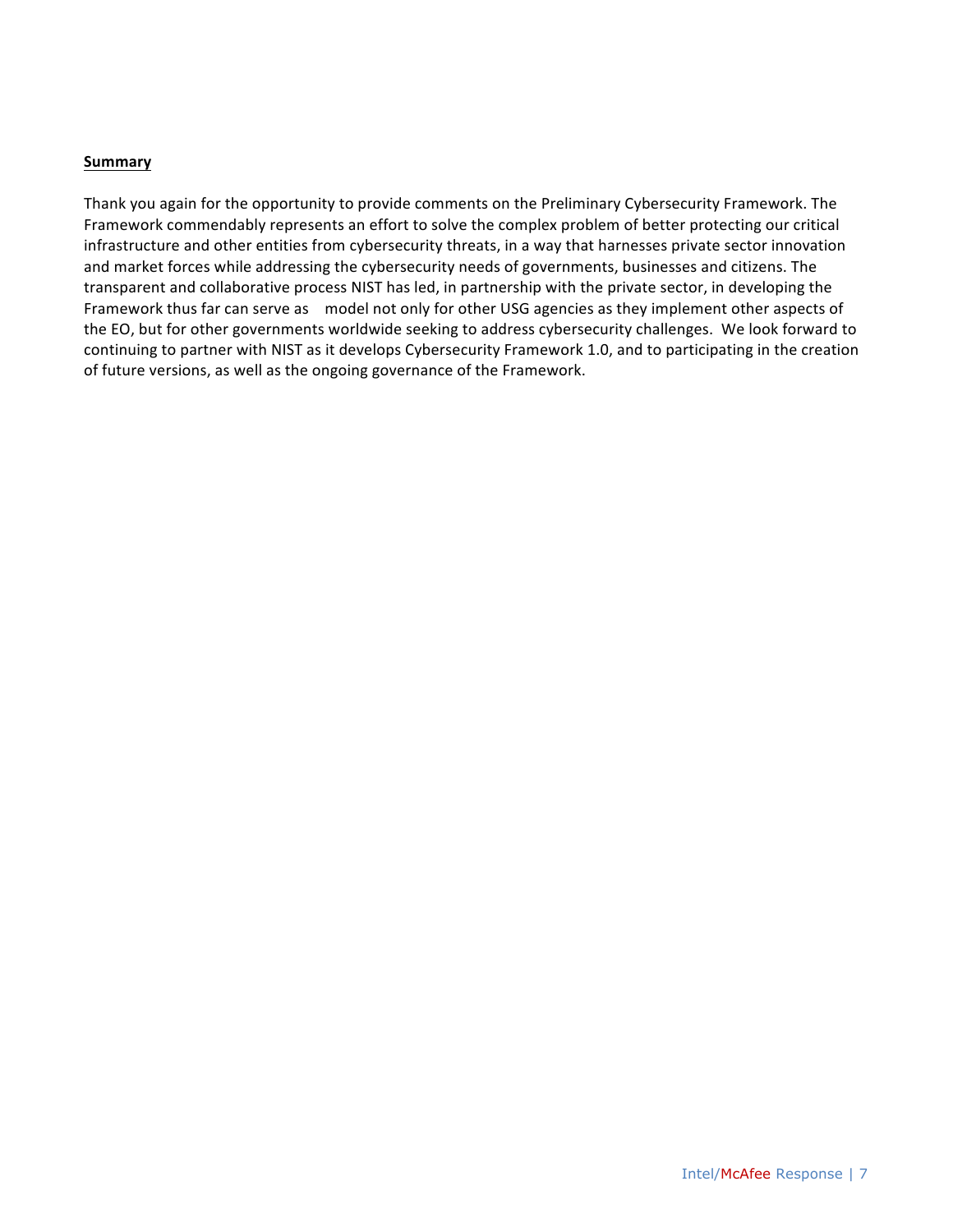**Summary**

Thank you again for the opportunity to provide comments on the Preliminary Cybersecurity Framework. The Framework commendably represents an effort to solve the complex problem of better protecting our critical infrastructure and other entities from cybersecurity threats, in a way that harnesses private sector innovation and market forces while addressing the cybersecurity needs of governments, businesses and citizens. The transparent and collaborative process NIST has led, in partnership with the private sector, in developing the Framework thus far can serve as model not only for other USG agencies as they implement other aspects of the EO, but for other governments worldwide seeking to address cybersecurity challenges. We look forward to continuing to partner with NIST as it develops Cybersecurity Framework 1.0, and to participating in the creation of future versions, as well as the ongoing governance of the Framework.